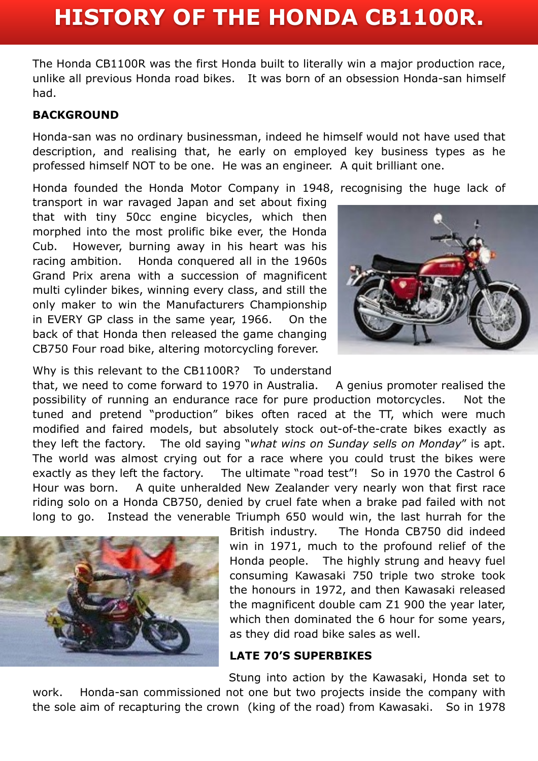# HISTORY OF THE HONDA CB1100R.

The Honda CB1100R was the first Honda built to literally win a major production race, unlike all previous Honda road bikes. It was born of an obsession Honda-san himself had.

**BACKGROUND**

Honda-san was no ordinary businessman, indeed he himself would not have used that description, and realising that, he early on employed key business types as he professed himself NOT to be one. He was an engineer. A quit brilliant one.

Honda founded the Honda Motor Company in 1948, recognising the huge lack of transport in war ravaged Japan and set about fixing that with tiny 50cc engine bicycles, which then morphed into the most prolific bike ever, the Honda Cub. However, burning away in his heart was his racing ambition. Honda conquered all in the 1960s Grand Prix arena with a succession of magnificent multi cylinder bikes, winning every class, and still the only maker to win the Manufacturers Championship in EVERY GP class in the same year, 1966. On the back of that Honda then released the game changing CB750 Four road bike, altering motorcycling forever.

Why is this relevant to the CB1100R? To understand that, we need to come forward to 1970 in Australia. A genius promoter realised the possibility of running an endurance race for pure production motorcycles. Not the tuned and pretend "production" bikes often raced at the TT, which were much modified and faired models, but absolutely stock out-of-the-crate bikes exactly as they left the factory. The old saying "*what wins on Sunday sells on Monday*" is apt. The world was almost crying out for a race where you could trust the bikes were exactly as they left the factory. The ultimate "road test"! So in 1970 the Castrol 6 Hour was born. A quite unheralded New Zealander very nearly won that first race riding solo on a Honda CB750, denied by cruel fate when a brake pad failed with not long to go. Instead the venerable Triumph 650 would win, the last hurrah for the British industry. The Honda CB750 did indeed win in 1971, much to the profound relief of the Honda people. The highly strung and heavy fuel consuming Kawasaki 750 triple two stroke took the honours in 1972, and then Kawasaki released the magnificent double cam Z1 900 the year later, which then dominated the 6 hour for some years, as they did road bike sales as well.

**LATE 70'S SUPERBIKES**

Stung into action by the Kawasaki, Honda set to work. Honda-san commissioned not one but two projects inside the company with the sole aim of recapturing the crown (king of the road) from Kawasaki. So in 1978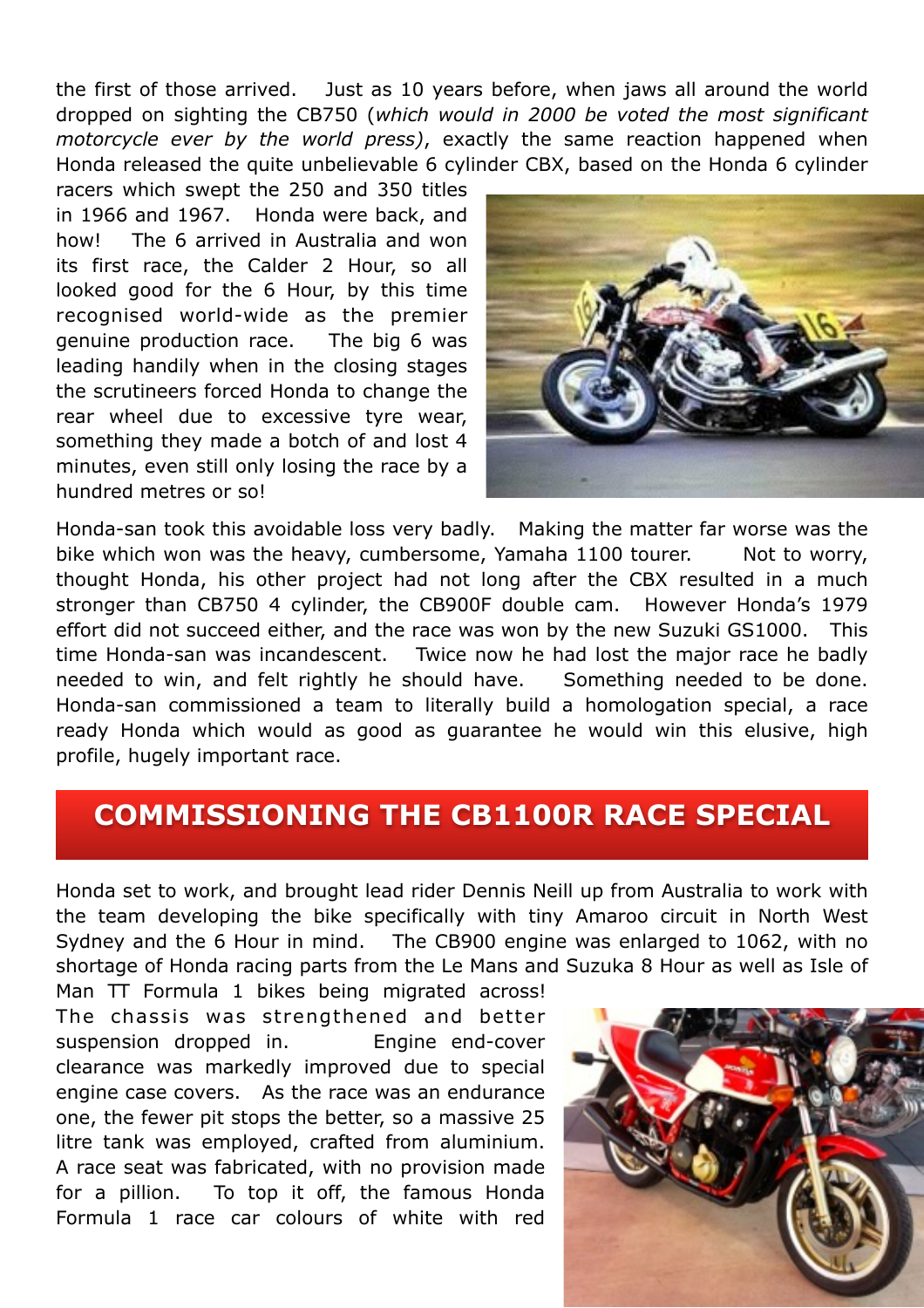the first of those arrived. Just as 10 years before, when jaws all around the world dropped on sighting the CB750 (*which would in 2000 be voted the most significant motorcycle ever by the world press)*, exactly the same reaction happened when Honda released the quite unbelievable 6 cylinder CBX, based on the Honda 6 cylinder racers which swept the 250 and 350 titles in 1966 and 1967. Honda were back, and how! The 6 arrived in Australia and won its first race, the Calder 2 Hour, so all looked good for the 6 Hour, by this time recognised world-wide as the premier genuine production race. The big 6 was leading handily when in the closing stages the scrutineers forced Honda to change the rear wheel due to excessive tyre wear, something they made a botch of and lost 4 minutes, even still only losing the race by a hundred metres or so!

Honda-san took this avoidable loss very badly. Making the matter far worse was the bike which won was the heavy, cumbersome, Yamaha 1100 tourer. Not to worry, thought Honda, his other project had not long after the CBX resulted in a much stronger than CB750 4 cylinder, the CB900F double cam. However Honda's 1979 effort did not succeed either, and the race was won by the new Suzuki GS1000. This time Honda-san was incandescent. Twice now he had lost the major race he badly needed to win, and felt rightly he should have. Something needed to be done. Honda-san commissioned a team to literally build a homologation special, a race ready Honda which would as good as guarantee he would win this elusive, high profile, hugely important race.

## COMMISSIONING THE CB1100R RACE SPECIAL

Honda set to work, and brought lead rider Dennis Neill up from Australia to work with the team developing the bike specifically with tiny Amaroo circuit in North West Sydney and the 6 Hour in mind. The CB900 engine was enlarged to 1062, with no shortage of Honda racing parts from the Le Mans and Suzuka 8 Hour as well as Isle of Man TT Formula 1 bikes being migrated across! The chassis was strengthened and better suspension dropped in. Engine end-cover clearance was markedly improved due to special engine case covers. As the race was an endurance one, the fewer pit stops the better, so a massive 25 litre tank was employed, crafted from aluminium. A race seat was fabricated, with no provision made for a pillion. To top it off, the famous Honda Formula 1 race car colours of white with red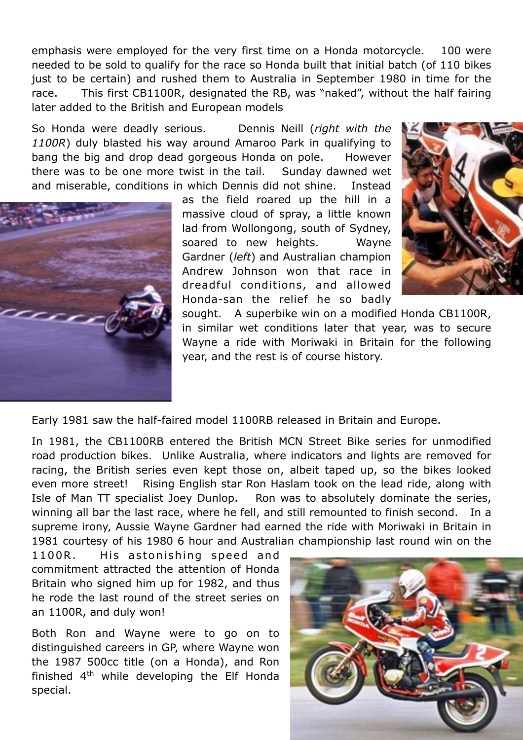emphasis were employed for the very first time on a Honda motorcycle. 100 were needed to be sold to qualify for the race so Honda built that initial batch (of 110 bikes just to be certain) and rushed them to Australia in September 1980 in time for the race. This first CB1100R, designated the RB, was "naked", without the half fairing later added to the British and European models

So Honda were deadly serious. Dennis Neill (*right with the 1100R*) duly blasted his way around Amaroo Park in qualifying to bang the big and drop dead gorgeous Honda on pole. However there was to be one more twist in the tail. Sunday dawned wet and miserable, conditions in which Dennis did not shine. Instead as the field roared up the hill in a massive cloud of spray, a little known lad from Wollongong, south of Sydney, soared to new heights. Wayne Gardner (*left*) and Australian champion Andrew Johnson won that race in dreadful conditions, and allowed Honda-san the relief he so badly sought. A superbike win on a modified Honda CB1100R, in similar wet conditions later that year, was to secure Wayne a ride with Moriwaki in Britain for the following year, and the rest is of course history.

Early 1981 saw the half-faired model 1100RB released in Britain and Europe.

In 1981, the CB1100RB entered the British MCN Street Bike series for unmodified road production bikes. Unlike Australia, where indicators and lights are removed for racing, the British series even kept those on, albeit taped up, so the bikes looked even more street! Rising English star Ron Haslam took on the lead ride, along with Isle of Man TT specialist Joey Dunlop. Ron was to absolutely dominate the series, winning all bar the last race, where he fell, and still remounted to finish second. In a supreme irony, Aussie Wayne Gardner had earned the ride with Moriwaki in Britain in 1981 courtesy of his 1980 6 hour and Australian championship last round win on the 1100R. His astonishing speed and commitment attracted the attention of Honda Britain who signed him up for 1982, and thus he rode the last round of the street series on an 1100R, and duly won!

Both Ron and Wayne were to go on to distinguished careers in GP, where Wayne won the 1987 500cc title (on a Honda), and Ron finished 4th while developing the Elf Honda special.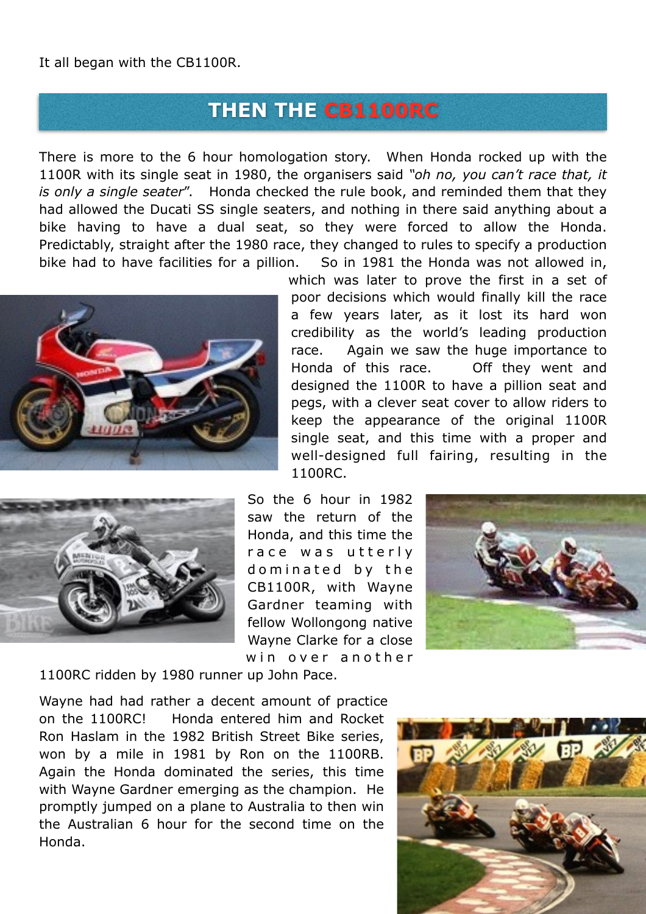It all began with the CB1100R.

## THEN THE CB1100RC

There is more to the 6 hour homologation story. When Honda rocked up with the 1100R with its single seat in 1980, the organisers said *"oh no, you can't race that, it is only a single seater"*. Honda checked the rule book, and reminded them that they had allowed the Ducati SS single seaters, and nothing in there said anything about a bike having to have a dual seat, so they were forced to allow the Honda. Predictably, straight after the 1980 race, they changed to rules to specify a production bike had to have facilities for a pillion. So in 1981 the Honda was not allowed in, which was later to prove the first in a set of poor decisions which would finally kill the race a few years later, as it lost its hard won credibility as the world's leading production race. Again we saw the huge importance to Honda of this race. Off they went and designed the 1100R to have a pillion seat and pegs, with a clever seat cover to allow riders to keep the appearance of the original 1100R single seat, and this time with a proper and well-designed full fairing, resulting in the 1100RC.

So the 6 hour in 1982 saw the return of the Honda, and this time the race was utterly dominated by the CB1100R, with Wayne Gardner teaming with fellow Wollongong native Wayne Clarke for a close win over another 1100RC ridden by 1980 runner up John Pace.

Wayne had had rather a decent amount of practice on the 1100RC! Honda entered him and Rocket Ron Haslam in the 1982 British Street Bike series, won by a mile in 1981 by Ron on the 1100RB. Again the Honda dominated the series, this time with Wayne Gardner emerging as the champion. He promptly jumped on a plane to Australia to then win the Australian 6 hour for the second time on the Honda.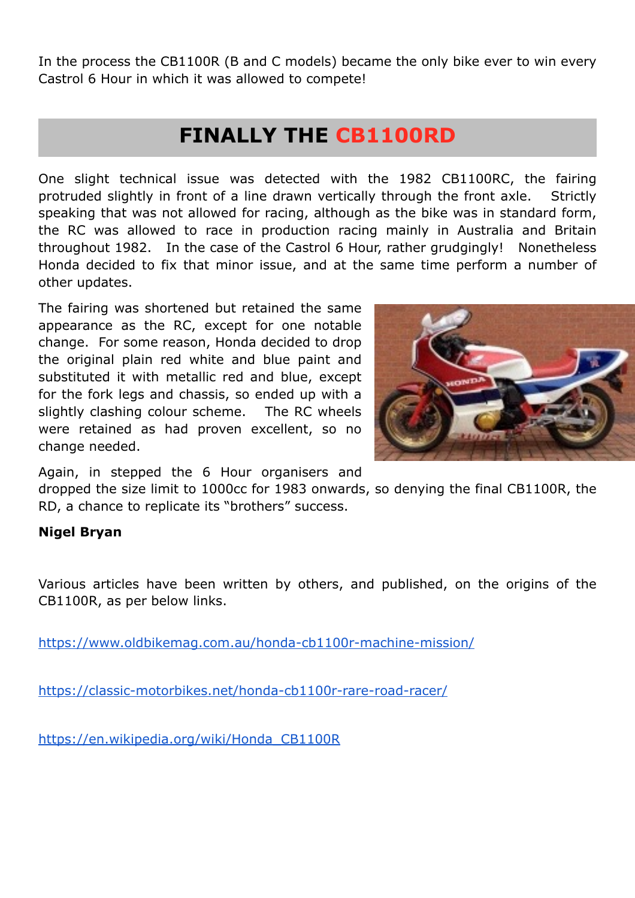In the process the CB1100R (B and C models) became the only bike ever to win every Castrol 6 Hour in which it was allowed to compete!

## FINALLY THE CB1100RD

One slight technical issue was detected with the 1982 CB1100RC, the fairing protruded slightly in front of a line drawn vertically through the front axle. Strictly speaking that was not allowed for racing, although as the bike was in standard form, the RC was allowed to race in production racing mainly in Australia and Britain throughout 1982. In the case of the Castrol 6 Hour, rather grudgingly! Nonetheless Honda decided to fix that minor issue, and at the same time perform a number of other updates.

The fairing was shortened but retained the same appearance as the RC, except for one notable change. For some reason, Honda decided to drop the original plain red white and blue paint and substituted it with metallic red and blue, except for the fork legs and chassis, so ended up with a slightly clashing colour scheme. The RC wheels were retained as had proven excellent, so no change needed.

Again, in stepped the 6 Hour organisers and dropped the size limit to 1000cc for 1983 onwards, so denying the final CB1100R, the RD, a chance to replicate its "brothers" success.

**Nigel Bryan**

Various articles have been written by others, and published, on the origins of the CB1100R, as per below links.

https://www.oldbikemag.com.au/honda-cb1100r-machine-mission/

https://classic-motorbikes.net/honda-cb1100r-rare-road-racer/

https://en.wikipedia.org/wiki/Honda_CB1100R